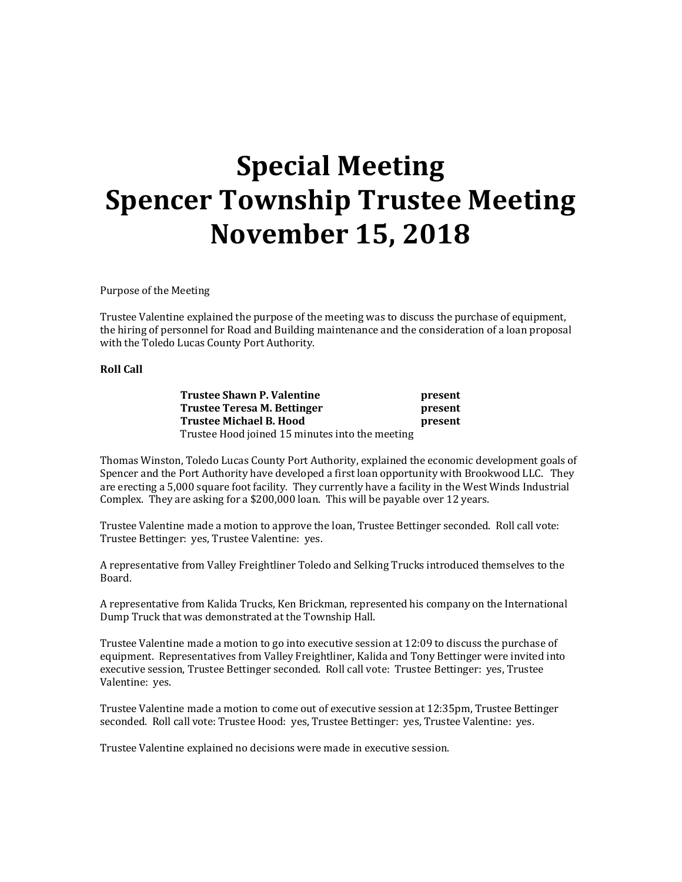# Special Meeting
# Spencer Township Trustee Meeting
# November 15, 2018

Purpose of the Meeting

Trustee Valentine explained the purpose of the meeting was to discuss the purchase of equipment, the hiring of personnel for Road and Building maintenance and the consideration of a loan proposal with the Toledo Lucas County Port Authority.

**Roll Call**

| | |
|---|---|
| **Trustee Shawn P. Valentine** | **present** |
| **Trustee Teresa M. Bettinger** | **present** |
| **Trustee Michael B. Hood** | **present** |

Trustee Hood joined 15 minutes into the meeting

Thomas Winston, Toledo Lucas County Port Authority, explained the economic development goals of Spencer and the Port Authority have developed a first loan opportunity with Brookwood LLC. They are erecting a 5,000 square foot facility. They currently have a facility in the West Winds Industrial Complex. They are asking for a $200,000 loan. This will be payable over 12 years.

Trustee Valentine made a motion to approve the loan, Trustee Bettinger seconded. Roll call vote: Trustee Bettinger: yes, Trustee Valentine: yes.

A representative from Valley Freightliner Toledo and Selking Trucks introduced themselves to the Board.

A representative from Kalida Trucks, Ken Brickman, represented his company on the International Dump Truck that was demonstrated at the Township Hall.

Trustee Valentine made a motion to go into executive session at 12:09 to discuss the purchase of equipment. Representatives from Valley Freightliner, Kalida and Tony Bettinger were invited into executive session, Trustee Bettinger seconded. Roll call vote: Trustee Bettinger: yes, Trustee Valentine: yes.

Trustee Valentine made a motion to come out of executive session at 12:35pm, Trustee Bettinger seconded. Roll call vote: Trustee Hood: yes, Trustee Bettinger: yes, Trustee Valentine: yes.

Trustee Valentine explained no decisions were made in executive session.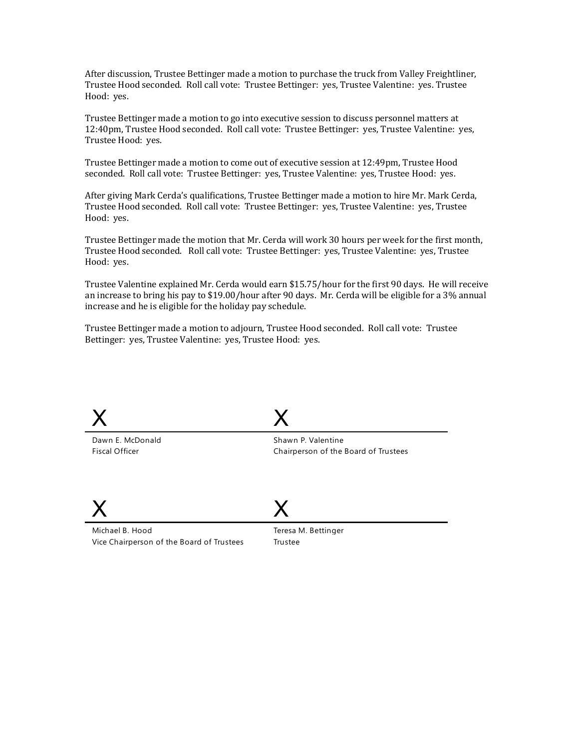After discussion, Trustee Bettinger made a motion to purchase the truck from Valley Freightliner, Trustee Hood seconded. Roll call vote: Trustee Bettinger: yes, Trustee Valentine: yes. Trustee Hood: yes.

Trustee Bettinger made a motion to go into executive session to discuss personnel matters at 12:40pm, Trustee Hood seconded. Roll call vote: Trustee Bettinger: yes, Trustee Valentine: yes, Trustee Hood: yes.

Trustee Bettinger made a motion to come out of executive session at 12:49pm, Trustee Hood seconded. Roll call vote: Trustee Bettinger: yes, Trustee Valentine: yes, Trustee Hood: yes.

After giving Mark Cerda's qualifications, Trustee Bettinger made a motion to hire Mr. Mark Cerda, Trustee Hood seconded. Roll call vote: Trustee Bettinger: yes, Trustee Valentine: yes, Trustee Hood: yes.

Trustee Bettinger made the motion that Mr. Cerda will work 30 hours per week for the first month, Trustee Hood seconded. Roll call vote: Trustee Bettinger: yes, Trustee Valentine: yes, Trustee Hood: yes.

Trustee Valentine explained Mr. Cerda would earn $15.75/hour for the first 90 days. He will receive an increase to bring his pay to $19.00/hour after 90 days. Mr. Cerda will be eligible for a 3% annual increase and he is eligible for the holiday pay schedule.

Trustee Bettinger made a motion to adjourn, Trustee Hood seconded. Roll call vote: Trustee Bettinger: yes, Trustee Valentine: yes, Trustee Hood: yes.

X

Dawn E. McDonald
Fiscal Officer

X

Shawn P. Valentine
Chairperson of the Board of Trustees

X

Michael B. Hood
Vice Chairperson of the Board of Trustees

X

Teresa M. Bettinger
Trustee